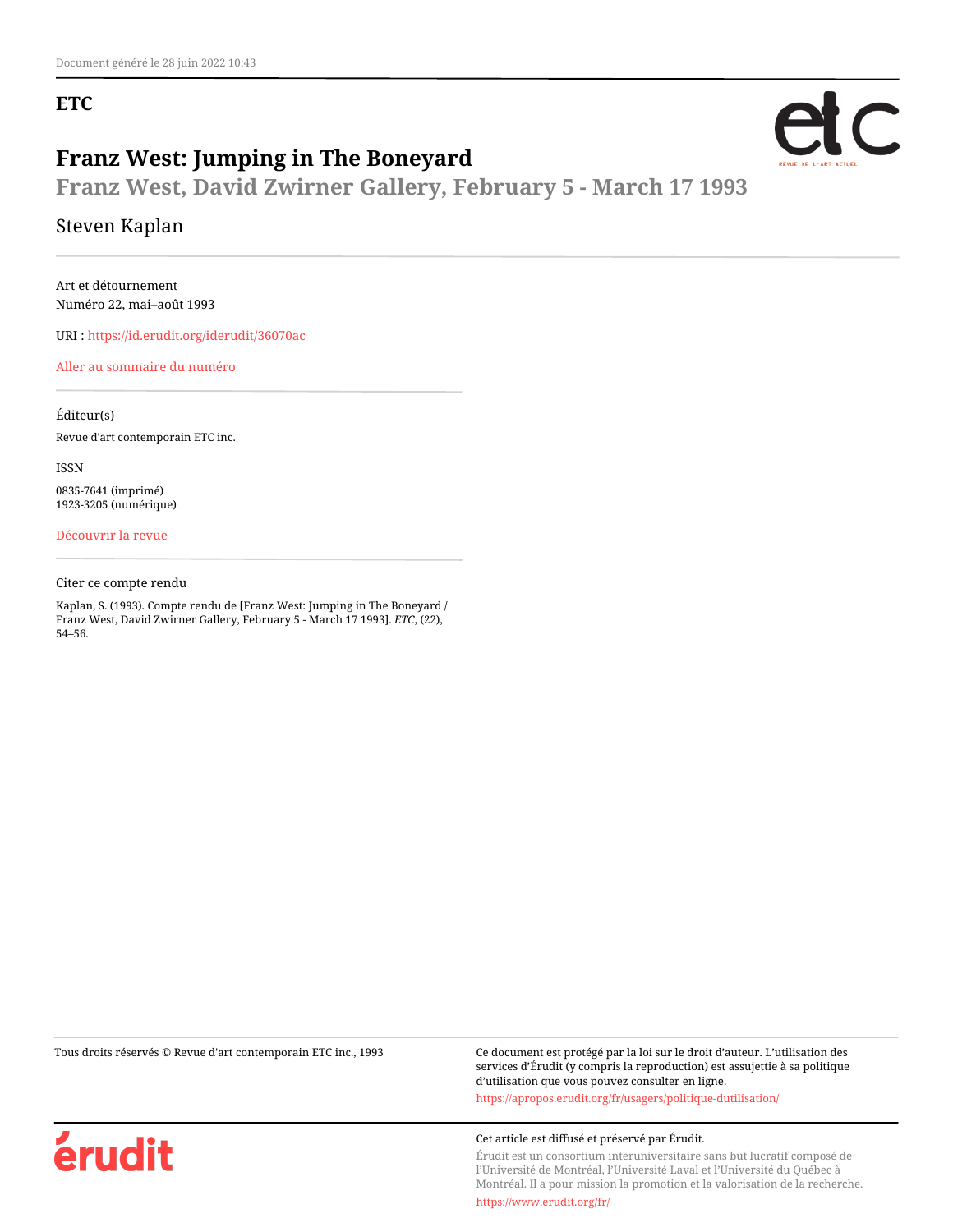Document généré le 28 juin 2022 10:43

**ETC**

# Franz West: Jumping in The Boneyard

## Franz West, David Zwirner Gallery, February 5 - March 17 1993

Steven Kaplan

Art et détournement
Numéro 22, mai–août 1993

URI : https://id.erudit.org/iderudit/36070ac

Aller au sommaire du numéro

Éditeur(s)

Revue d'art contemporain ETC inc.

ISSN

0835-7641 (imprimé)
1923-3205 (numérique)

Découvrir la revue

Citer ce compte rendu

Kaplan, S. (1993). Compte rendu de [Franz West: Jumping in The Boneyard / Franz West, David Zwirner Gallery, February 5 - March 17 1993]. *ETC*, (22), 54–56.

Tous droits réservés © Revue d'art contemporain ETC inc., 1993

Ce document est protégé par la loi sur le droit d'auteur. L'utilisation des services d'Érudit (y compris la reproduction) est assujettie à sa politique d'utilisation que vous pouvez consulter en ligne.

https://apropos.erudit.org/fr/usagers/politique-dutilisation/

Cet article est diffusé et préservé par Érudit.

Érudit est un consortium interuniversitaire sans but lucratif composé de l'Université de Montréal, l'Université Laval et l'Université du Québec à Montréal. Il a pour mission la promotion et la valorisation de la recherche.

https://www.erudit.org/fr/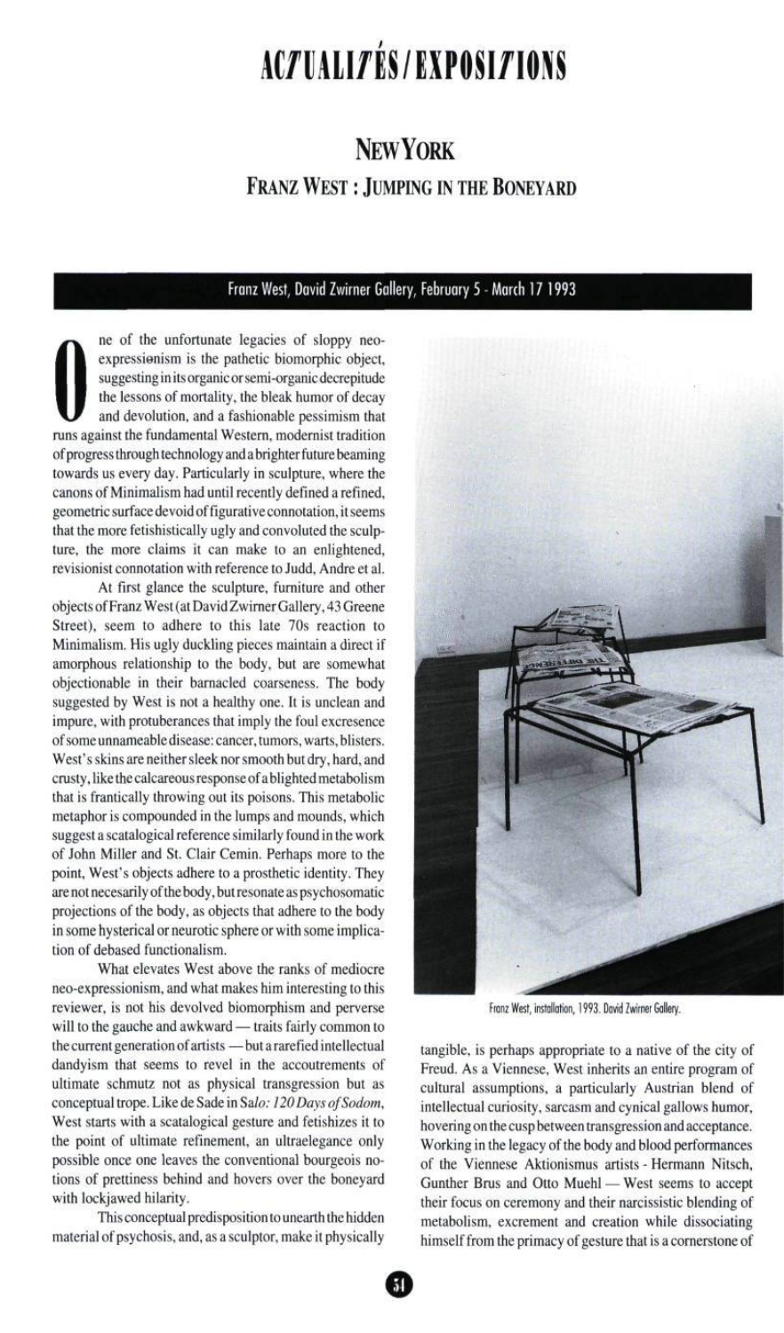# ACTUALITÉS / EXPOSITIONS

## NEW YORK

### FRANZ WEST : JUMPING IN THE BONEYARD

**Franz West, David Zwirner Gallery, February 5 - March 17 1993**

One of the unfortunate legacies of sloppy neo-expressionism is the pathetic biomorphic object, suggesting in its organic or semi-organic decrepitude the lessons of mortality, the bleak humor of decay and devolution, and a fashionable pessimism that runs against the fundamental Western, modernist tradition of progress through technology and a brighter future beaming towards us every day. Particularly in sculpture, where the canons of Minimalism had until recently defined a refined, geometric surface devoid of figurative connotation, it seems that the more fetishistically ugly and convoluted the sculpture, the more claims it can make to an enlightened, revisionist connotation with reference to Judd, Andre et al.

At first glance the sculpture, furniture and other objects of Franz West (at David Zwirner Gallery, 43 Greene Street), seem to adhere to this late 70s reaction to Minimalism. His ugly duckling pieces maintain a direct if amorphous relationship to the body, but are somewhat objectionable in their barnacled coarseness. The body suggested by West is not a healthy one. It is unclean and impure, with protuberances that imply the foul excresence of some unnameable disease: cancer, tumors, warts, blisters. West's skins are neither sleek nor smooth but dry, hard, and crusty, like the calcareous response of a blighted metabolism that is frantically throwing out its poisons. This metabolic metaphor is compounded in the lumps and mounds, which suggest a scatalogical reference similarly found in the work of John Miller and St. Clair Cemin. Perhaps more to the point, West's objects adhere to a prosthetic identity. They are not necesarily of the body, but resonate as psychosomatic projections of the body, as objects that adhere to the body in some hysterical or neurotic sphere or with some implication of debased functionalism.

What elevates West above the ranks of mediocre neo-expressionism, and what makes him interesting to this reviewer, is not his devolved biomorphism and perverse will to the gauche and awkward — traits fairly common to the current generation of artists — but a rarefied intellectual dandyism that seems to revel in the accoutrements of ultimate schmutz not as physical transgression but as conceptual trope. Like de Sade in *Salo: 120 Days of Sodom*, West starts with a scatalogical gesture and fetishizes it to the point of ultimate refinement, an ultraelegance only possible once one leaves the conventional bourgeois notions of prettiness behind and hovers over the boneyard with lockjawed hilarity.

This conceptual predisposition to unearth the hidden material of psychosis, and, as a sculptor, make it physically tangible, is perhaps appropriate to a native of the city of Freud. As a Viennese, West inherits an entire program of cultural assumptions, a particularly Austrian blend of intellectual curiosity, sarcasm and cynical gallows humor, hovering on the cusp between transgression and acceptance. Working in the legacy of the body and blood performances of the Viennese Aktionismus artists - Hermann Nitsch, Gunther Brus and Otto Muehl — West seems to accept their focus on ceremony and their narcissistic blending of metabolism, excrement and creation while dissociating himself from the primacy of gesture that is a cornerstone of

Franz West, installation, 1993. David Zwirner Gallery.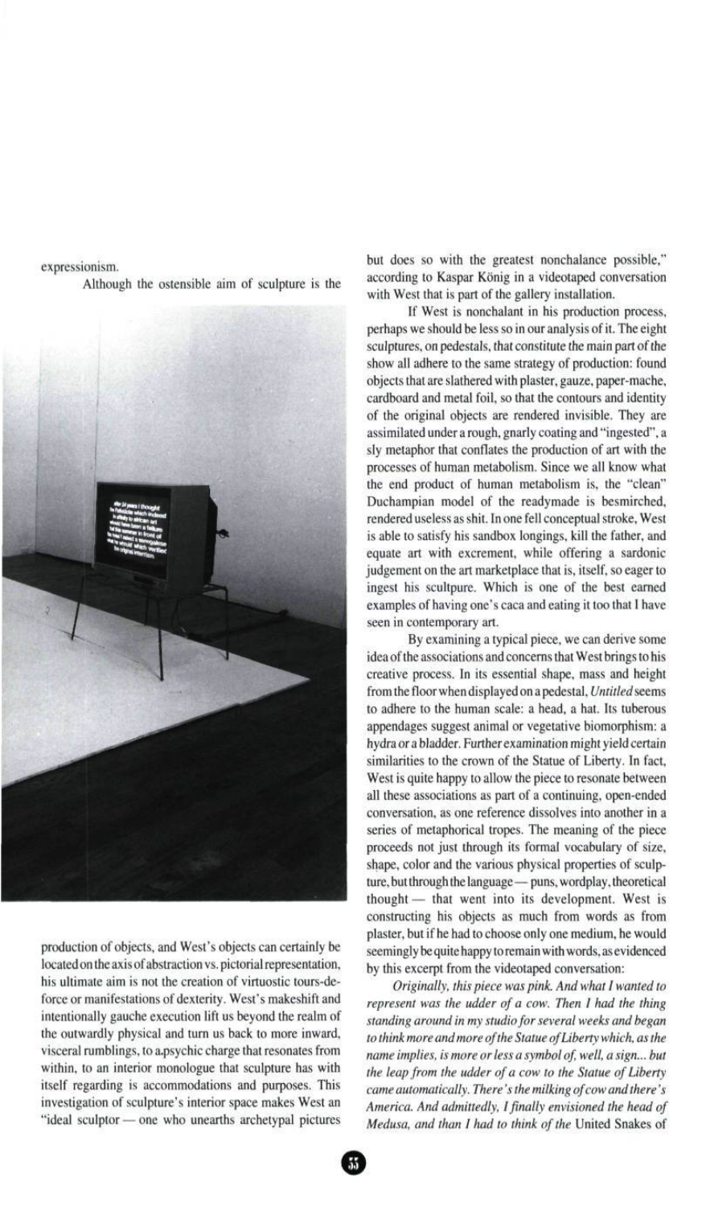expressionism.

Although the ostensible aim of sculpture is the production of objects, and West's objects can certainly be located on the axis of abstraction vs. pictorial representation, his ultimate aim is not the creation of virtuostic tours-de-force or manifestations of dexterity. West's makeshift and intentionally gauche execution lift us beyond the realm of the outwardly physical and turn us back to more inward, visceral rumblings, to a psychic charge that resonates from within, to an interior monologue that sculpture has with itself regarding is accommodations and purposes. This investigation of sculpture's interior space makes West an "ideal sculptor — one who unearths archetypal pictures but does so with the greatest nonchalance possible," according to Kaspar König in a videotaped conversation with West that is part of the gallery installation.

If West is nonchalant in his production process, perhaps we should be less so in our analysis of it. The eight sculptures, on pedestals, that constitute the main part of the show all adhere to the same strategy of production: found objects that are slathered with plaster, gauze, paper-mache, cardboard and metal foil, so that the contours and identity of the original objects are rendered invisible. They are assimilated under a rough, gnarly coating and "ingested", a sly metaphor that conflates the production of art with the processes of human metabolism. Since we all know what the end product of human metabolism is, the "clean" Duchampian model of the readymade is besmirched, rendered useless as shit. In one fell conceptual stroke, West is able to satisfy his sandbox longings, kill the father, and equate art with excrement, while offering a sardonic judgement on the art marketplace that is, itself, so eager to ingest his scultpure. Which is one of the best earned examples of having one's caca and eating it too that I have seen in contemporary art.

By examining a typical piece, we can derive some idea of the associations and concerns that West brings to his creative process. In its essential shape, mass and height from the floor when displayed on a pedestal, *Untitled* seems to adhere to the human scale: a head, a hat. Its tuberous appendages suggest animal or vegetative biomorphism: a hydra or a bladder. Further examination might yield certain similarities to the crown of the Statue of Liberty. In fact, West is quite happy to allow the piece to resonate between all these associations as part of a continuing, open-ended conversation, as one reference dissolves into another in a series of metaphorical tropes. The meaning of the piece proceeds not just through its formal vocabulary of size, shape, color and the various physical properties of sculpture, but through the language — puns, wordplay, theoretical thought — that went into its development. West is constructing his objects as much from words as from plaster, but if he had to choose only one medium, he would seemingly be quite happy to remain with words, as evidenced by this excerpt from the videotaped conversation:

*Originally, this piece was pink. And what I wanted to represent was the udder of a cow. Then I had the thing standing around in my studio for several weeks and began to think more and more of the Statue of Liberty which, as the name implies, is more or less a symbol of, well, a sign... but the leap from the udder of a cow to the Statue of Liberty came automatically. There's the milking of cow and there's America. And admittedly, I finally envisioned the head of Medusa, and than I had to think of the* United Snakes of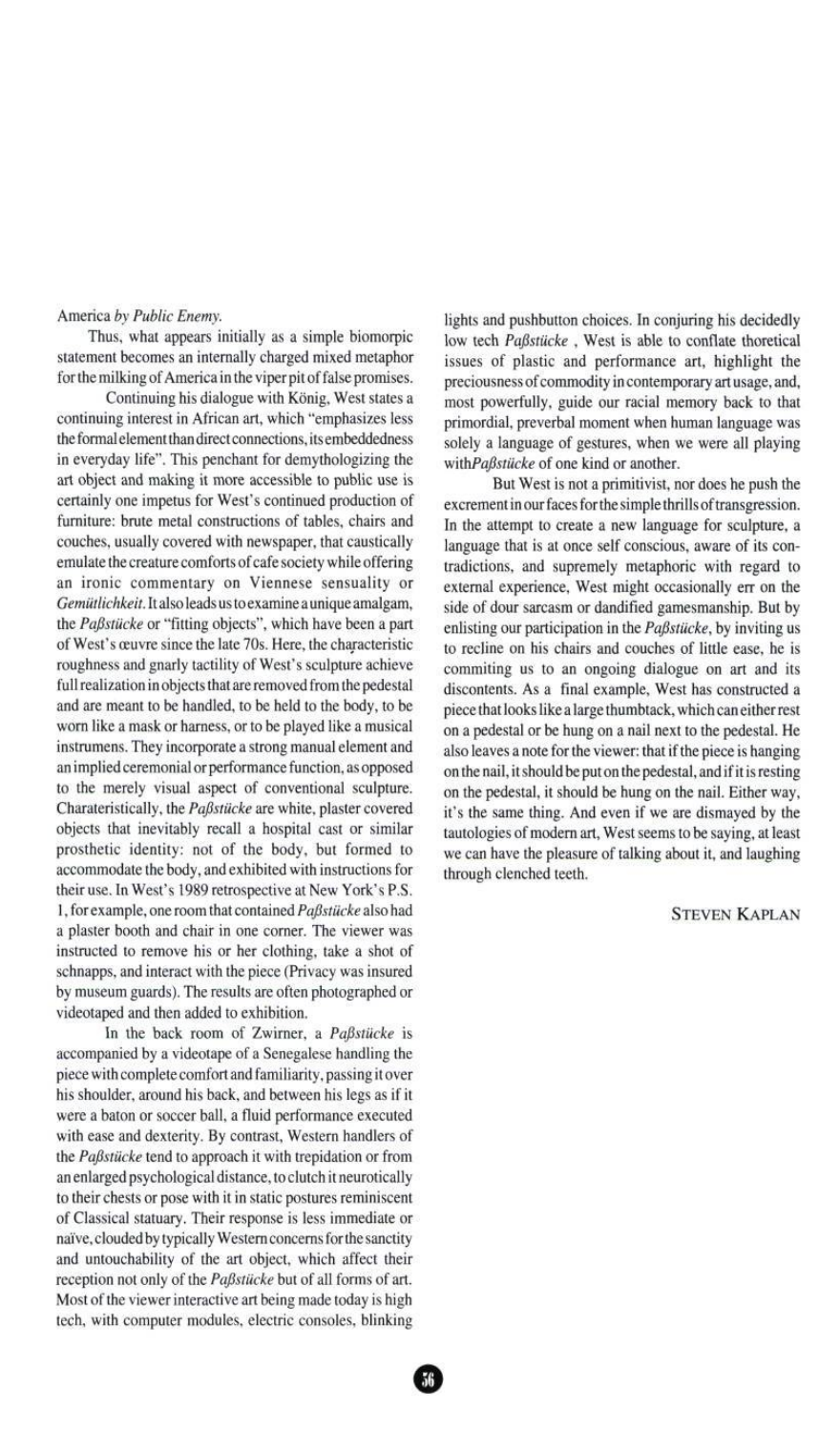America *by Public Enemy.*

Thus, what appears initially as a simple biomorpic statement becomes an internally charged mixed metaphor for the milking of America in the viper pit of false promises.

Continuing his dialogue with König, West states a continuing interest in African art, which "emphasizes less the formal element than direct connections, its embeddedness in everyday life". This penchant for demythologizing the art object and making it more accessible to public use is certainly one impetus for West's continued production of furniture: brute metal constructions of tables, chairs and couches, usually covered with newspaper, that caustically emulate the creature comforts of cafe society while offering an ironic commentary on Viennese sensuality or *Gemütlichkeit*. It also leads us to examine a unique amalgam, the *Paßstücke* or "fitting objects", which have been a part of West's œuvre since the late 70s. Here, the characteristic roughness and gnarly tactility of West's sculpture achieve full realization in objects that are removed from the pedestal and are meant to be handled, to be held to the body, to be worn like a mask or harness, or to be played like a musical instrumens. They incorporate a strong manual element and an implied ceremonial or performance function, as opposed to the merely visual aspect of conventional sculpture. Charateristically, the *Paßstücke* are white, plaster covered objects that inevitably recall a hospital cast or similar prosthetic identity: not of the body, but formed to accommodate the body, and exhibited with instructions for their use. In West's 1989 retrospective at New York's P.S. 1, for example, one room that contained *Paßstücke* also had a plaster booth and chair in one corner. The viewer was instructed to remove his or her clothing, take a shot of schnapps, and interact with the piece (Privacy was insured by museum guards). The results are often photographed or videotaped and then added to exhibition.

In the back room of Zwirner, a *Paßstücke* is accompanied by a videotape of a Senegalese handling the piece with complete comfort and familiarity, passing it over his shoulder, around his back, and between his legs as if it were a baton or soccer ball, a fluid performance executed with ease and dexterity. By contrast, Western handlers of the *Paßstücke* tend to approach it with trepidation or from an enlarged psychological distance, to clutch it neurotically to their chests or pose with it in static postures reminiscent of Classical statuary. Their response is less immediate or naïve, clouded by typically Western concerns for the sanctity and untouchability of the art object, which affect their reception not only of the *Paßstücke* but of all forms of art. Most of the viewer interactive art being made today is high tech, with computer modules, electric consoles, blinking lights and pushbutton choices. In conjuring his decidedly low tech *Paßstücke* , West is able to conflate thoretical issues of plastic and performance art, highlight the preciousness of commodity in contemporary art usage, and, most powerfully, guide our racial memory back to that primordial, preverbal moment when human language was solely a language of gestures, when we were all playing with*Paßstücke* of one kind or another.

But West is not a primitivist, nor does he push the excrement in our faces for the simple thrills of transgression. In the attempt to create a new language for sculpture, a language that is at once self conscious, aware of its contradictions, and supremely metaphoric with regard to external experience, West might occasionally err on the side of dour sarcasm or dandified gamesmanship. But by enlisting our participation in the *Paßstücke*, by inviting us to recline on his chairs and couches of little ease, he is commiting us to an ongoing dialogue on art and its discontents. As a final example, West has constructed a piece that looks like a large thumbtack, which can either rest on a pedestal or be hung on a nail next to the pedestal. He also leaves a note for the viewer: that if the piece is hanging on the nail, it should be put on the pedestal, and if it is resting on the pedestal, it should be hung on the nail. Either way, it's the same thing. And even if we are dismayed by the tautologies of modern art, West seems to be saying, at least we can have the pleasure of talking about it, and laughing through clenched teeth.

STEVEN KAPLAN